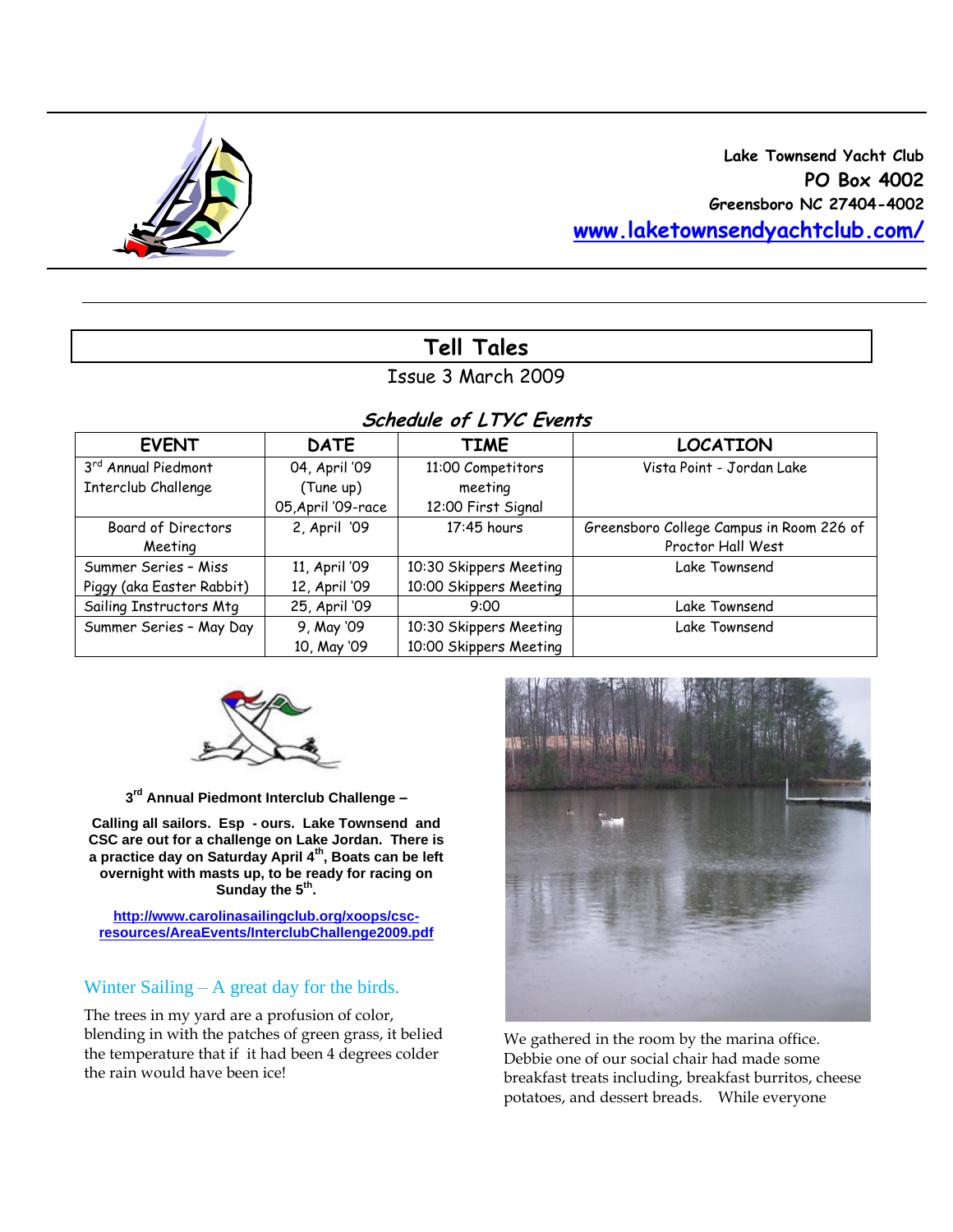**Lake Townsend Yacht Club**
**PO Box 4002**
**Greensboro NC 27404-4002**
**[www.laketownsendyachtclub.com/](http://www.laketownsendyachtclub.com/)**

# Tell Tales

Issue 3 March 2009

## *Schedule of LTYC Events*

| EVENT | DATE | TIME | LOCATION |
|---|---|---|---|
| 3rd Annual Piedmont Interclub Challenge | 04, April '09 (Tune up) 05,April '09-race | 11:00 Competitors meeting 12:00 First Signal | Vista Point - Jordan Lake |
| Board of Directors Meeting | 2, April '09 | 17:45 hours | Greensboro College Campus in Room 226 of Proctor Hall West |
| Summer Series - Miss Piggy (aka Easter Rabbit) | 11, April '09 12, April '09 | 10:30 Skippers Meeting 10:00 Skippers Meeting | Lake Townsend |
| Sailing Instructors Mtg | 25, April '09 | 9:00 | Lake Townsend |
| Summer Series - May Day | 9, May '09 10, May '09 | 10:30 Skippers Meeting 10:00 Skippers Meeting | Lake Townsend |

**3rd Annual Piedmont Interclub Challenge –**

**Calling all sailors. Esp - ours. Lake Townsend and CSC are out for a challenge on Lake Jordan. There is a practice day on Saturday April 4th, Boats can be left overnight with masts up, to be ready for racing on Sunday the 5th.**

**[http://www.carolinasailingclub.org/xoops/csc-resources/AreaEvents/InterclubChallenge2009.pdf](http://www.carolinasailingclub.org/xoops/csc-resources/AreaEvents/InterclubChallenge2009.pdf)**

### Winter Sailing – A great day for the birds.

The trees in my yard are a profusion of color, blending in with the patches of green grass, it belied the temperature that if it had been 4 degrees colder the rain would have been ice!

We gathered in the room by the marina office. Debbie one of our social chair had made some breakfast treats including, breakfast burritos, cheese potatoes, and dessert breads. While everyone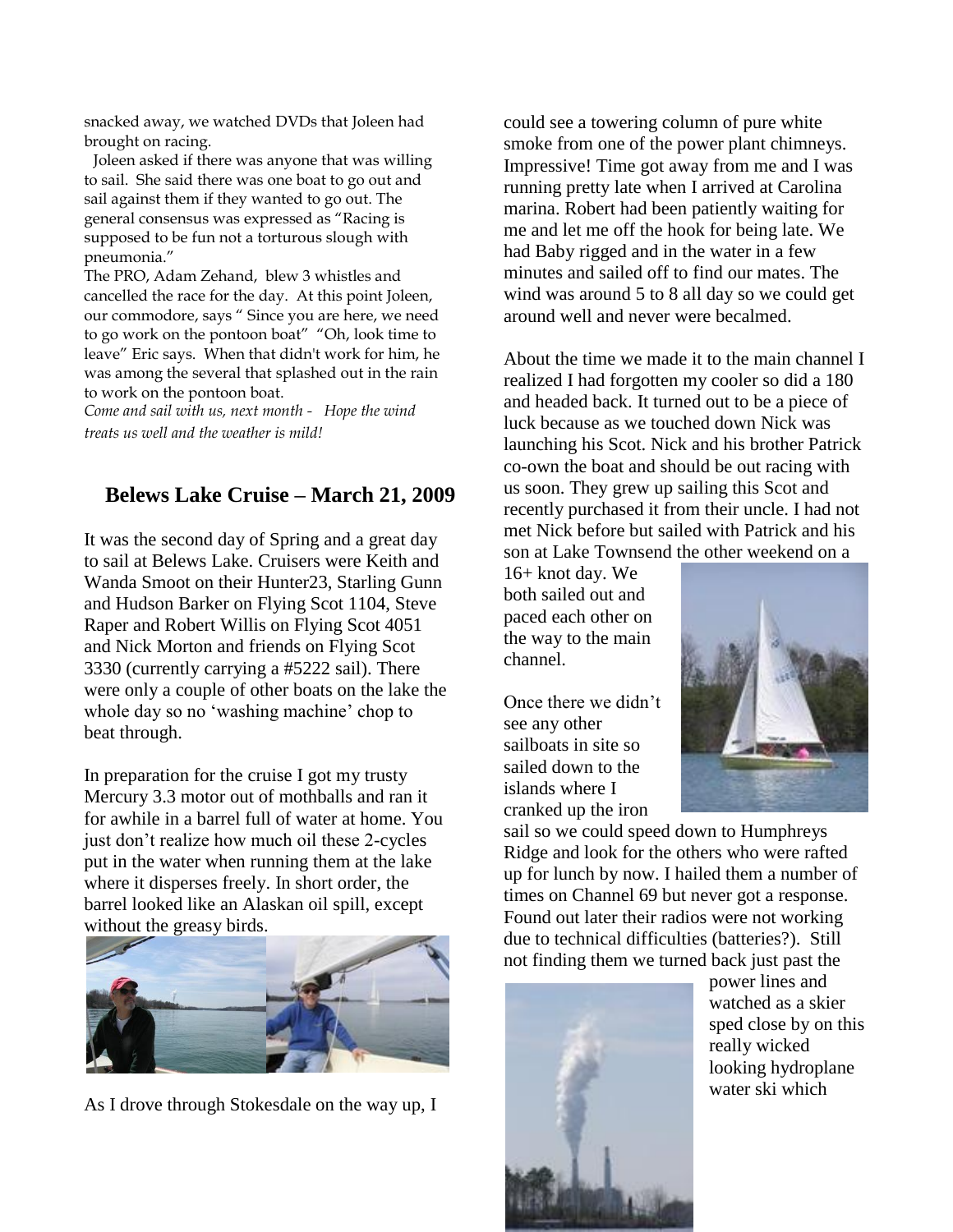snacked away, we watched DVDs that Joleen had brought on racing.

Joleen asked if there was anyone that was willing to sail. She said there was one boat to go out and sail against them if they wanted to go out. The general consensus was expressed as "Racing is supposed to be fun not a torturous slough with pneumonia."

The PRO, Adam Zehand, blew 3 whistles and cancelled the race for the day. At this point Joleen, our commodore, says " Since you are here, we need to go work on the pontoon boat" "Oh, look time to leave" Eric says. When that didn't work for him, he was among the several that splashed out in the rain to work on the pontoon boat.

*Come and sail with us, next month - Hope the wind treats us well and the weather is mild!*

## Belews Lake Cruise – March 21, 2009

It was the second day of Spring and a great day to sail at Belews Lake. Cruisers were Keith and Wanda Smoot on their Hunter23, Starling Gunn and Hudson Barker on Flying Scot 1104, Steve Raper and Robert Willis on Flying Scot 4051 and Nick Morton and friends on Flying Scot 3330 (currently carrying a #5222 sail). There were only a couple of other boats on the lake the whole day so no 'washing machine' chop to beat through.

In preparation for the cruise I got my trusty Mercury 3.3 motor out of mothballs and ran it for awhile in a barrel full of water at home. You just don't realize how much oil these 2-cycles put in the water when running them at the lake where it disperses freely. In short order, the barrel looked like an Alaskan oil spill, except without the greasy birds.

As I drove through Stokesdale on the way up, I could see a towering column of pure white smoke from one of the power plant chimneys. Impressive! Time got away from me and I was running pretty late when I arrived at Carolina marina. Robert had been patiently waiting for me and let me off the hook for being late. We had Baby rigged and in the water in a few minutes and sailed off to find our mates. The wind was around 5 to 8 all day so we could get around well and never were becalmed.

About the time we made it to the main channel I realized I had forgotten my cooler so did a 180 and headed back. It turned out to be a piece of luck because as we touched down Nick was launching his Scot. Nick and his brother Patrick co-own the boat and should be out racing with us soon. They grew up sailing this Scot and recently purchased it from their uncle. I had not met Nick before but sailed with Patrick and his son at Lake Townsend the other weekend on a 16+ knot day. We both sailed out and paced each other on the way to the main channel.

Once there we didn't see any other sailboats in site so sailed down to the islands where I cranked up the iron sail so we could speed down to Humphreys Ridge and look for the others who were rafted up for lunch by now. I hailed them a number of times on Channel 69 but never got a response. Found out later their radios were not working due to technical difficulties (batteries?). Still not finding them we turned back just past the power lines and watched as a skier sped close by on this really wicked looking hydroplane water ski which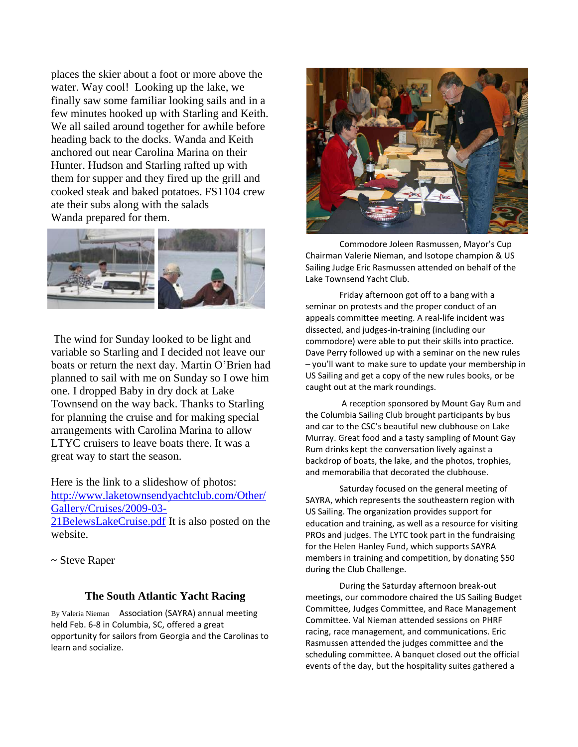places the skier about a foot or more above the water. Way cool! Looking up the lake, we finally saw some familiar looking sails and in a few minutes hooked up with Starling and Keith. We all sailed around together for awhile before heading back to the docks. Wanda and Keith anchored out near Carolina Marina on their Hunter. Hudson and Starling rafted up with them for supper and they fired up the grill and cooked steak and baked potatoes. FS1104 crew ate their subs along with the salads Wanda prepared for them.

The wind for Sunday looked to be light and variable so Starling and I decided not leave our boats or return the next day. Martin O'Brien had planned to sail with me on Sunday so I owe him one. I dropped Baby in dry dock at Lake Townsend on the way back. Thanks to Starling for planning the cruise and for making special arrangements with Carolina Marina to allow LTYC cruisers to leave boats there. It was a great way to start the season.

Here is the link to a slideshow of photos: http://www.laketownsendyachtclub.com/Other/Gallery/Cruises/2009-03-21BelewsLakeCruise.pdf It is also posted on the website.

~ Steve Raper

## The South Atlantic Yacht Racing

By Valeria Nieman Association (SAYRA) annual meeting held Feb. 6-8 in Columbia, SC, offered a great opportunity for sailors from Georgia and the Carolinas to learn and socialize.

Commodore Joleen Rasmussen, Mayor's Cup Chairman Valerie Nieman, and Isotope champion & US Sailing Judge Eric Rasmussen attended on behalf of the Lake Townsend Yacht Club.

Friday afternoon got off to a bang with a seminar on protests and the proper conduct of an appeals committee meeting. A real-life incident was dissected, and judges-in-training (including our commodore) were able to put their skills into practice. Dave Perry followed up with a seminar on the new rules – you'll want to make sure to update your membership in US Sailing and get a copy of the new rules books, or be caught out at the mark roundings.

A reception sponsored by Mount Gay Rum and the Columbia Sailing Club brought participants by bus and car to the CSC's beautiful new clubhouse on Lake Murray. Great food and a tasty sampling of Mount Gay Rum drinks kept the conversation lively against a backdrop of boats, the lake, and the photos, trophies, and memorabilia that decorated the clubhouse.

Saturday focused on the general meeting of SAYRA, which represents the southeastern region with US Sailing. The organization provides support for education and training, as well as a resource for visiting PROs and judges. The LYTC took part in the fundraising for the Helen Hanley Fund, which supports SAYRA members in training and competition, by donating $50 during the Club Challenge.

During the Saturday afternoon break-out meetings, our commodore chaired the US Sailing Budget Committee, Judges Committee, and Race Management Committee. Val Nieman attended sessions on PHRF racing, race management, and communications. Eric Rasmussen attended the judges committee and the scheduling committee. A banquet closed out the official events of the day, but the hospitality suites gathered a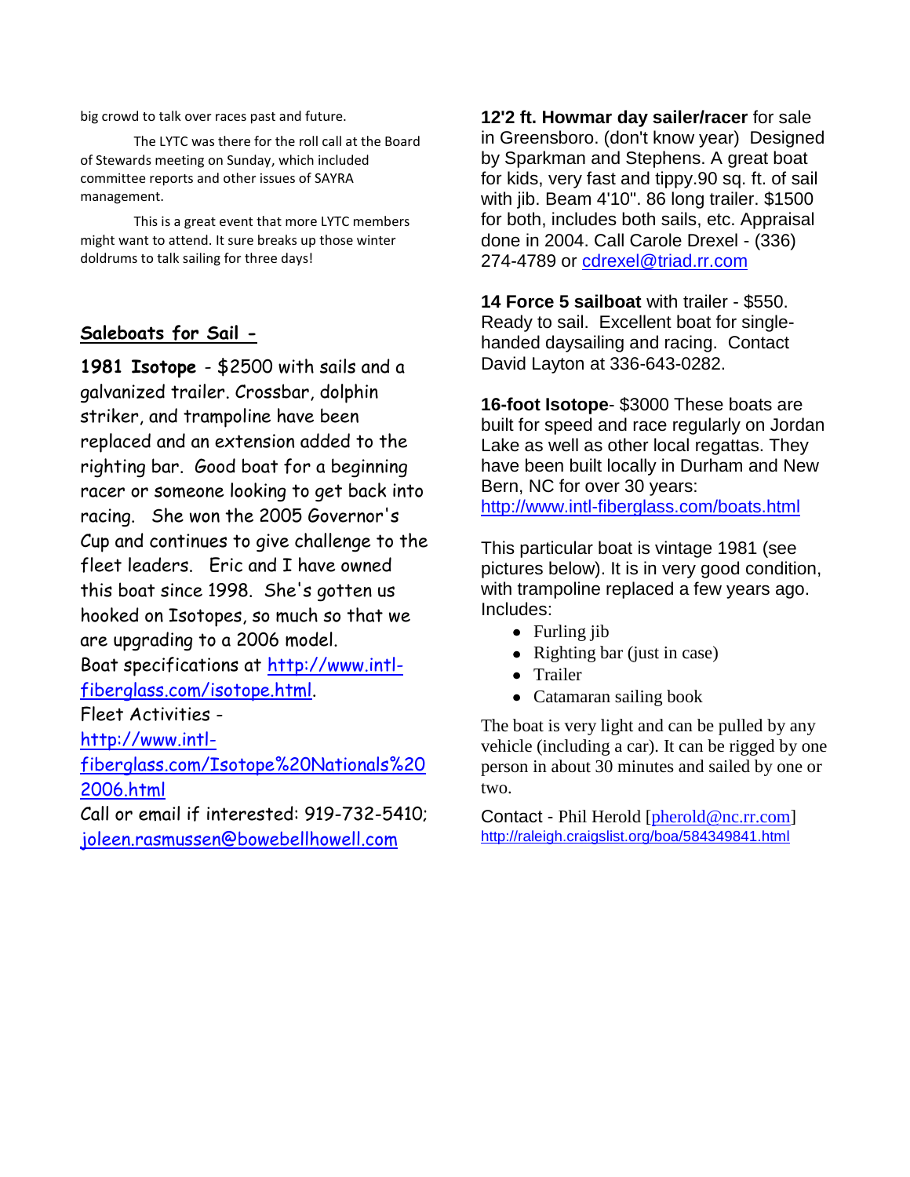big crowd to talk over races past and future.

The LYTC was there for the roll call at the Board of Stewards meeting on Sunday, which included committee reports and other issues of SAYRA management.

This is a great event that more LYTC members might want to attend. It sure breaks up those winter doldrums to talk sailing for three days!

## Saleboats for Sail -

**1981 Isotope** - $2500 with sails and a galvanized trailer. Crossbar, dolphin striker, and trampoline have been replaced and an extension added to the righting bar. Good boat for a beginning racer or someone looking to get back into racing. She won the 2005 Governor's Cup and continues to give challenge to the fleet leaders. Eric and I have owned this boat since 1998. She's gotten us hooked on Isotopes, so much so that we are upgrading to a 2006 model.
Boat specifications at http://www.intl-fiberglass.com/isotope.html.
Fleet Activities - http://www.intl-fiberglass.com/Isotope%20Nationals%202006.html
Call or email if interested: 919-732-5410; joleen.rasmussen@bowebellhowell.com

**12'2 ft. Howmar day sailer/racer** for sale in Greensboro. (don't know year) Designed by Sparkman and Stephens. A great boat for kids, very fast and tippy.90 sq. ft. of sail with jib. Beam 4'10". 86 long trailer. $1500 for both, includes both sails, etc. Appraisal done in 2004. Call Carole Drexel - (336) 274-4789 or cdrexel@triad.rr.com

**14 Force 5 sailboat** with trailer - $550. Ready to sail. Excellent boat for single-handed daysailing and racing. Contact David Layton at 336-643-0282.

**16-foot Isotope**- $3000 These boats are built for speed and race regularly on Jordan Lake as well as other local regattas. They have been built locally in Durham and New Bern, NC for over 30 years:
http://www.intl-fiberglass.com/boats.html

This particular boat is vintage 1981 (see pictures below). It is in very good condition, with trampoline replaced a few years ago. Includes:

- Furling jib
- Righting bar (just in case)
- Trailer
- Catamaran sailing book

The boat is very light and can be pulled by any vehicle (including a car). It can be rigged by one person in about 30 minutes and sailed by one or two.

Contact - Phil Herold [pherold@nc.rr.com]
http://raleigh.craigslist.org/boa/584349841.html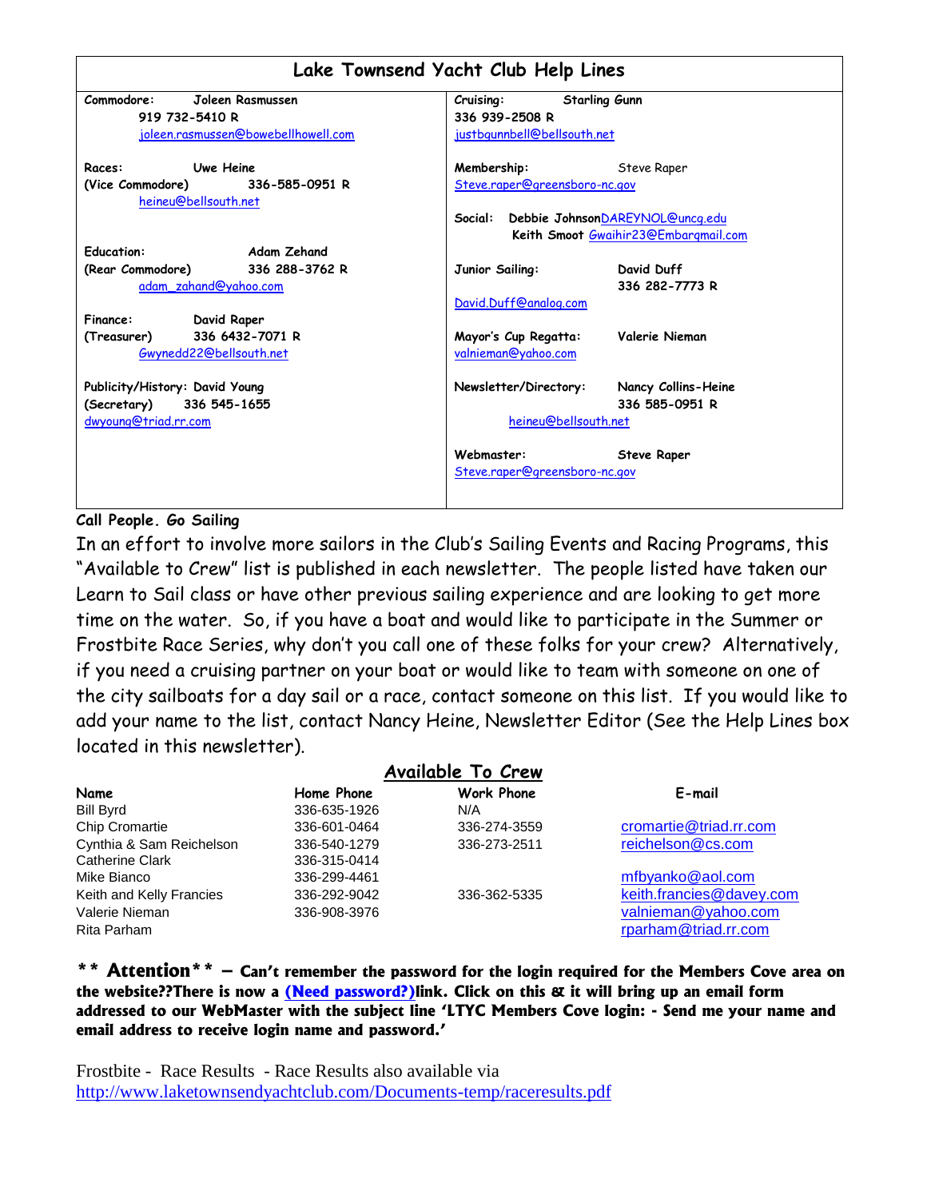## Lake Townsend Yacht Club Help Lines

**Commodore:** Joleen Rasmussen
919 732-5410 R
joleen.rasmussen@bowebellhowell.com

**Races:** Uwe Heine
**(Vice Commodore)** 336-585-0951 R
heineu@bellsouth.net

**Education:** Adam Zehand
**(Rear Commodore)** 336 288-3762 R
adam_zahand@yahoo.com

**Finance:** David Raper
**(Treasurer)** 336 6432-7071 R
Gwynedd22@bellsouth.net

**Publicity/History:** David Young
**(Secretary)** 336 545-1655
dwyoung@triad.rr.com

**Cruising:** Starling Gunn
336 939-2508 R
justbgunnbell@bellsouth.net

**Membership:** Steve Raper
Steve.raper@greensboro-nc.gov

**Social:** Debbie Johnson DAREYNOL@uncg.edu
Keith Smoot Gwaihir23@Embarqmail.com

**Junior Sailing:** David Duff
336 282-7773 R
David.Duff@analog.com

**Mayor's Cup Regatta:** Valerie Nieman
valnieman@yahoo.com

**Newsletter/Directory:** Nancy Collins-Heine
336 585-0951 R
heineu@bellsouth.net

**Webmaster:** Steve Raper
Steve.raper@greensboro-nc.gov

**Call People. Go Sailing**

In an effort to involve more sailors in the Club's Sailing Events and Racing Programs, this "Available to Crew" list is published in each newsletter. The people listed have taken our Learn to Sail class or have other previous sailing experience and are looking to get more time on the water. So, if you have a boat and would like to participate in the Summer or Frostbite Race Series, why don't you call one of these folks for your crew? Alternatively, if you need a cruising partner on your boat or would like to team with someone on one of the city sailboats for a day sail or a race, contact someone on this list. If you would like to add your name to the list, contact Nancy Heine, Newsletter Editor (See the Help Lines box located in this newsletter).

## Available To Crew

| Name | Home Phone | Work Phone | E-mail |
|---|---|---|---|
| Bill Byrd | 336-635-1926 | N/A | |
| Chip Cromartie | 336-601-0464 | 336-274-3559 | cromartie@triad.rr.com |
| Cynthia & Sam Reichelson | 336-540-1279 | 336-273-2511 | reichelson@cs.com |
| Catherine Clark | 336-315-0414 | | |
| Mike Bianco | 336-299-4461 | | mfbyanko@aol.com |
| Keith and Kelly Francies | 336-292-9042 | 336-362-5335 | keith.francies@davey.com |
| Valerie Nieman | 336-908-3976 | | valnieman@yahoo.com |
| Rita Parham | | | rparham@triad.rr.com |

**\*\* Attention\*\* – Can't remember the password for the login required for the Members Cove area on the website??There is now a (Need password?)link. Click on this & it will bring up an email form addressed to our WebMaster with the subject line 'LTYC Members Cove login: - Send me your name and email address to receive login name and password.'**

Frostbite - Race Results - Race Results also available via
http://www.laketownsendyachtclub.com/Documents-temp/raceresults.pdf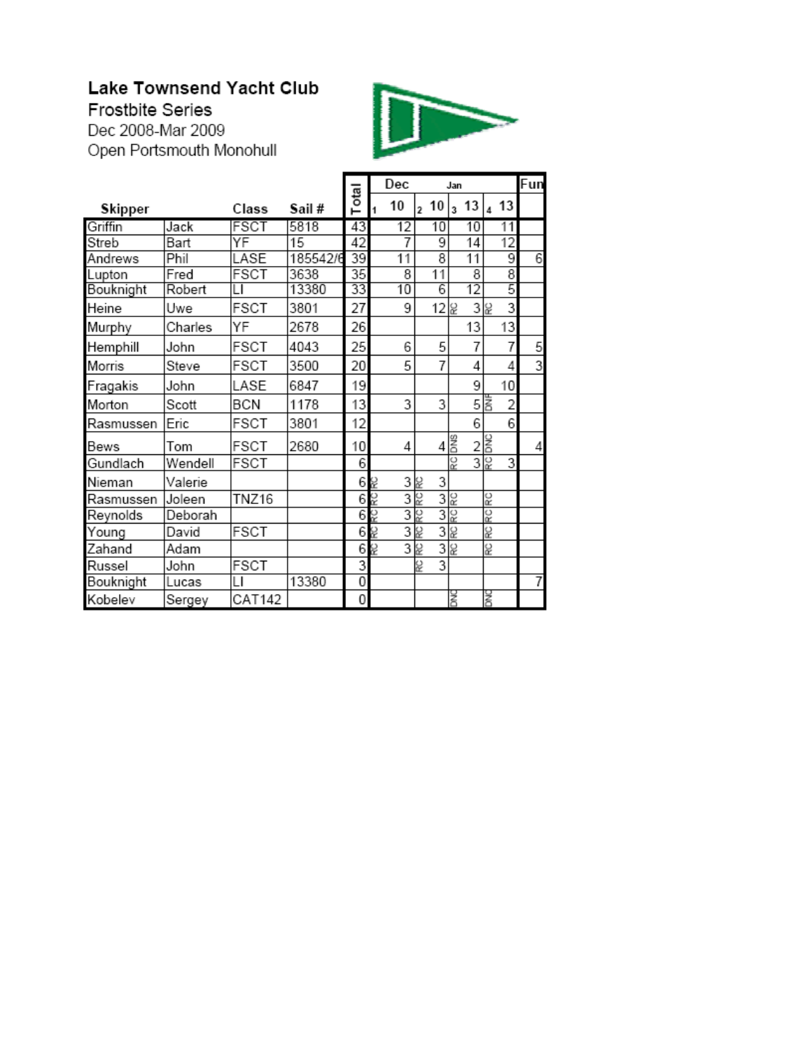**Lake Townsend Yacht Club**

Frostbite Series

Dec 2008-Mar 2009

Open Portsmouth Monohull

| Skipper | | Class | Sail # | Total | Dec 1 10 | Dec 2 10 | Jan 3 13 | Jan 4 13 | Fun |
|---|---|---|---|---|---|---|---|---|---|
| Griffin | Jack | FSCT | 5818 | 43 | 12 | 10 | 10 | 11 | |
| Streb | Bart | YF | 15 | 42 | 7 | 9 | 14 | 12 | |
| Andrews | Phil | LASE | 185542/6 | 39 | 11 | 8 | 11 | 9 | 6 |
| Lupton | Fred | FSCT | 3638 | 35 | 8 | 11 | 8 | 8 | |
| Bouknight | Robert | LI | 13380 | 33 | 10 | 6 | 12 | 5 | |
| Heine | Uwe | FSCT | 3801 | 27 | 9 | 12 | RC 3 | RC 3 | |
| Murphy | Charles | YF | 2678 | 26 | | | 13 | 13 | |
| Hemphill | John | FSCT | 4043 | 25 | 6 | 5 | 7 | 7 | 5 |
| Morris | Steve | FSCT | 3500 | 20 | 5 | 7 | 4 | 4 | 3 |
| Fragakis | John | LASE | 6847 | 19 | | | 9 | 10 | |
| Morton | Scott | BCN | 1178 | 13 | 3 | 3 | 5 | DNF 2 | |
| Rasmussen | Eric | FSCT | 3801 | 12 | | | 6 | 6 | |
| Bews | Tom | FSCT | 2680 | 10 | 4 | 4 | DNS 2 | DNC | 4 |
| Gundlach | Wendell | FSCT | | 6 | | | RC 3 | RC 3 | |
| Nieman | Valerie | | | 6 | RC 3 | RC 3 | | | |
| Rasmussen | Joleen | TNZ16 | | 6 | RC 3 | RC 3 | RC | RC | |
| Reynolds | Deborah | | | 6 | RC 3 | RC 3 | RC | RC | |
| Young | David | FSCT | | 6 | RC 3 | RC 3 | RC | RC | |
| Zahand | Adam | | | 6 | RC 3 | RC 3 | RC | RC | |
| Russel | John | FSCT | | 3 | | RC 3 | | | |
| Bouknight | Lucas | LI | 13380 | 0 | | | | | 7 |
| Kobelev | Sergey | CAT142 | | 0 | | | DNC | DNC | |